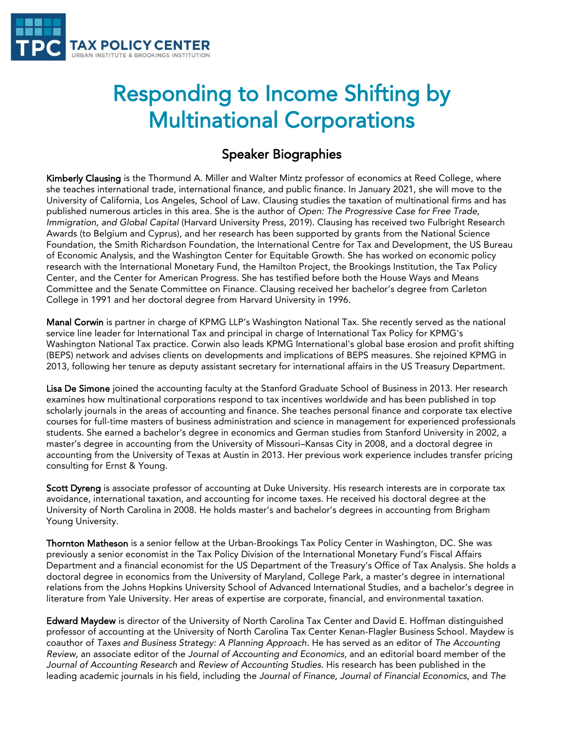# Responding to Income Shifting by Multinational Corporations

## Speaker Biographies

**Kimberly Clausing** is the Thormund A. Miller and Walter Mintz professor of economics at Reed College, where she teaches international trade, international finance, and public finance. In January 2021, she will move to the University of California, Los Angeles, School of Law. Clausing studies the taxation of multinational firms and has published numerous articles in this area. She is the author of *Open: The Progressive Case for Free Trade, Immigration, and Global Capital* (Harvard University Press, 2019). Clausing has received two Fulbright Research Awards (to Belgium and Cyprus), and her research has been supported by grants from the National Science Foundation, the Smith Richardson Foundation, the International Centre for Tax and Development, the US Bureau of Economic Analysis, and the Washington Center for Equitable Growth. She has worked on economic policy research with the International Monetary Fund, the Hamilton Project, the Brookings Institution, the Tax Policy Center, and the Center for American Progress. She has testified before both the House Ways and Means Committee and the Senate Committee on Finance. Clausing received her bachelor's degree from Carleton College in 1991 and her doctoral degree from Harvard University in 1996.

**Manal Corwin** is partner in charge of KPMG LLP's Washington National Tax. She recently served as the national service line leader for International Tax and principal in charge of International Tax Policy for KPMG's Washington National Tax practice. Corwin also leads KPMG International's global base erosion and profit shifting (BEPS) network and advises clients on developments and implications of BEPS measures. She rejoined KPMG in 2013, following her tenure as deputy assistant secretary for international affairs in the US Treasury Department.

**Lisa De Simone** joined the accounting faculty at the Stanford Graduate School of Business in 2013. Her research examines how multinational corporations respond to tax incentives worldwide and has been published in top scholarly journals in the areas of accounting and finance. She teaches personal finance and corporate tax elective courses for full-time masters of business administration and science in management for experienced professionals students. She earned a bachelor's degree in economics and German studies from Stanford University in 2002, a master's degree in accounting from the University of Missouri–Kansas City in 2008, and a doctoral degree in accounting from the University of Texas at Austin in 2013. Her previous work experience includes transfer pricing consulting for Ernst & Young.

**Scott Dyreng** is associate professor of accounting at Duke University. His research interests are in corporate tax avoidance, international taxation, and accounting for income taxes. He received his doctoral degree at the University of North Carolina in 2008. He holds master's and bachelor's degrees in accounting from Brigham Young University.

**Thornton Matheson** is a senior fellow at the Urban-Brookings Tax Policy Center in Washington, DC. She was previously a senior economist in the Tax Policy Division of the International Monetary Fund's Fiscal Affairs Department and a financial economist for the US Department of the Treasury's Office of Tax Analysis. She holds a doctoral degree in economics from the University of Maryland, College Park, a master's degree in international relations from the Johns Hopkins University School of Advanced International Studies, and a bachelor's degree in literature from Yale University. Her areas of expertise are corporate, financial, and environmental taxation.

**Edward Maydew** is director of the University of North Carolina Tax Center and David E. Hoffman distinguished professor of accounting at the University of North Carolina Tax Center Kenan-Flagler Business School. Maydew is coauthor of *Taxes and Business Strategy: A Planning Approach*. He has served as an editor of *The Accounting Review*, an associate editor of the *Journal of Accounting and Economics*, and an editorial board member of the *Journal of Accounting Research* and *Review of Accounting Studies*. His research has been published in the leading academic journals in his field, including the *Journal of Finance*, *Journal of Financial Economics*, and *The*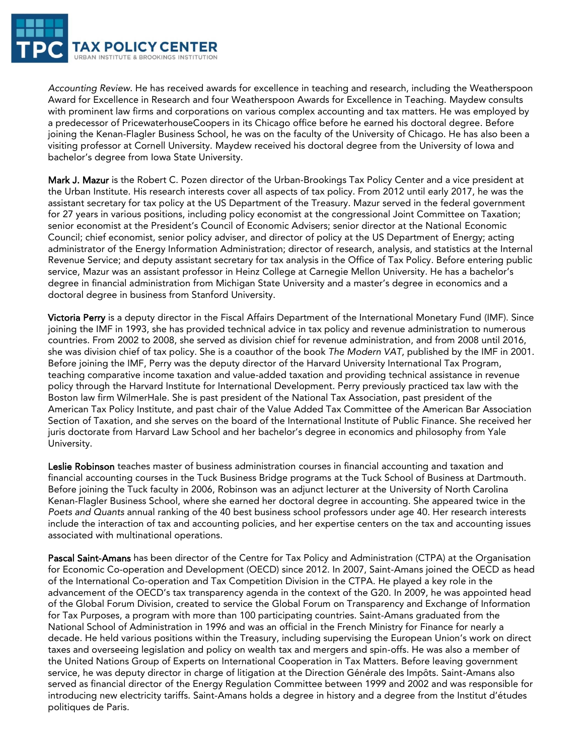*Accounting Review*. He has received awards for excellence in teaching and research, including the Weatherspoon Award for Excellence in Research and four Weatherspoon Awards for Excellence in Teaching. Maydew consults with prominent law firms and corporations on various complex accounting and tax matters. He was employed by a predecessor of PricewaterhouseCoopers in its Chicago office before he earned his doctoral degree. Before joining the Kenan-Flagler Business School, he was on the faculty of the University of Chicago. He has also been a visiting professor at Cornell University. Maydew received his doctoral degree from the University of Iowa and bachelor's degree from Iowa State University.

**Mark J. Mazur** is the Robert C. Pozen director of the Urban-Brookings Tax Policy Center and a vice president at the Urban Institute. His research interests cover all aspects of tax policy. From 2012 until early 2017, he was the assistant secretary for tax policy at the US Department of the Treasury. Mazur served in the federal government for 27 years in various positions, including policy economist at the congressional Joint Committee on Taxation; senior economist at the President's Council of Economic Advisers; senior director at the National Economic Council; chief economist, senior policy adviser, and director of policy at the US Department of Energy; acting administrator of the Energy Information Administration; director of research, analysis, and statistics at the Internal Revenue Service; and deputy assistant secretary for tax analysis in the Office of Tax Policy. Before entering public service, Mazur was an assistant professor in Heinz College at Carnegie Mellon University. He has a bachelor's degree in financial administration from Michigan State University and a master's degree in economics and a doctoral degree in business from Stanford University.

**Victoria Perry** is a deputy director in the Fiscal Affairs Department of the International Monetary Fund (IMF). Since joining the IMF in 1993, she has provided technical advice in tax policy and revenue administration to numerous countries. From 2002 to 2008, she served as division chief for revenue administration, and from 2008 until 2016, she was division chief of tax policy. She is a coauthor of the book *The Modern VAT*, published by the IMF in 2001. Before joining the IMF, Perry was the deputy director of the Harvard University International Tax Program, teaching comparative income taxation and value-added taxation and providing technical assistance in revenue policy through the Harvard Institute for International Development. Perry previously practiced tax law with the Boston law firm WilmerHale. She is past president of the National Tax Association, past president of the American Tax Policy Institute, and past chair of the Value Added Tax Committee of the American Bar Association Section of Taxation, and she serves on the board of the International Institute of Public Finance. She received her juris doctorate from Harvard Law School and her bachelor's degree in economics and philosophy from Yale University.

**Leslie Robinson** teaches master of business administration courses in financial accounting and taxation and financial accounting courses in the Tuck Business Bridge programs at the Tuck School of Business at Dartmouth. Before joining the Tuck faculty in 2006, Robinson was an adjunct lecturer at the University of North Carolina Kenan-Flagler Business School, where she earned her doctoral degree in accounting. She appeared twice in the *Poets and Quants* annual ranking of the 40 best business school professors under age 40. Her research interests include the interaction of tax and accounting policies, and her expertise centers on the tax and accounting issues associated with multinational operations.

**Pascal Saint-Amans** has been director of the Centre for Tax Policy and Administration (CTPA) at the Organisation for Economic Co-operation and Development (OECD) since 2012. In 2007, Saint-Amans joined the OECD as head of the International Co-operation and Tax Competition Division in the CTPA. He played a key role in the advancement of the OECD's tax transparency agenda in the context of the G20. In 2009, he was appointed head of the Global Forum Division, created to service the Global Forum on Transparency and Exchange of Information for Tax Purposes, a program with more than 100 participating countries. Saint-Amans graduated from the National School of Administration in 1996 and was an official in the French Ministry for Finance for nearly a decade. He held various positions within the Treasury, including supervising the European Union's work on direct taxes and overseeing legislation and policy on wealth tax and mergers and spin-offs. He was also a member of the United Nations Group of Experts on International Cooperation in Tax Matters. Before leaving government service, he was deputy director in charge of litigation at the Direction Générale des Impôts. Saint-Amans also served as financial director of the Energy Regulation Committee between 1999 and 2002 and was responsible for introducing new electricity tariffs. Saint-Amans holds a degree in history and a degree from the Institut d'études politiques de Paris.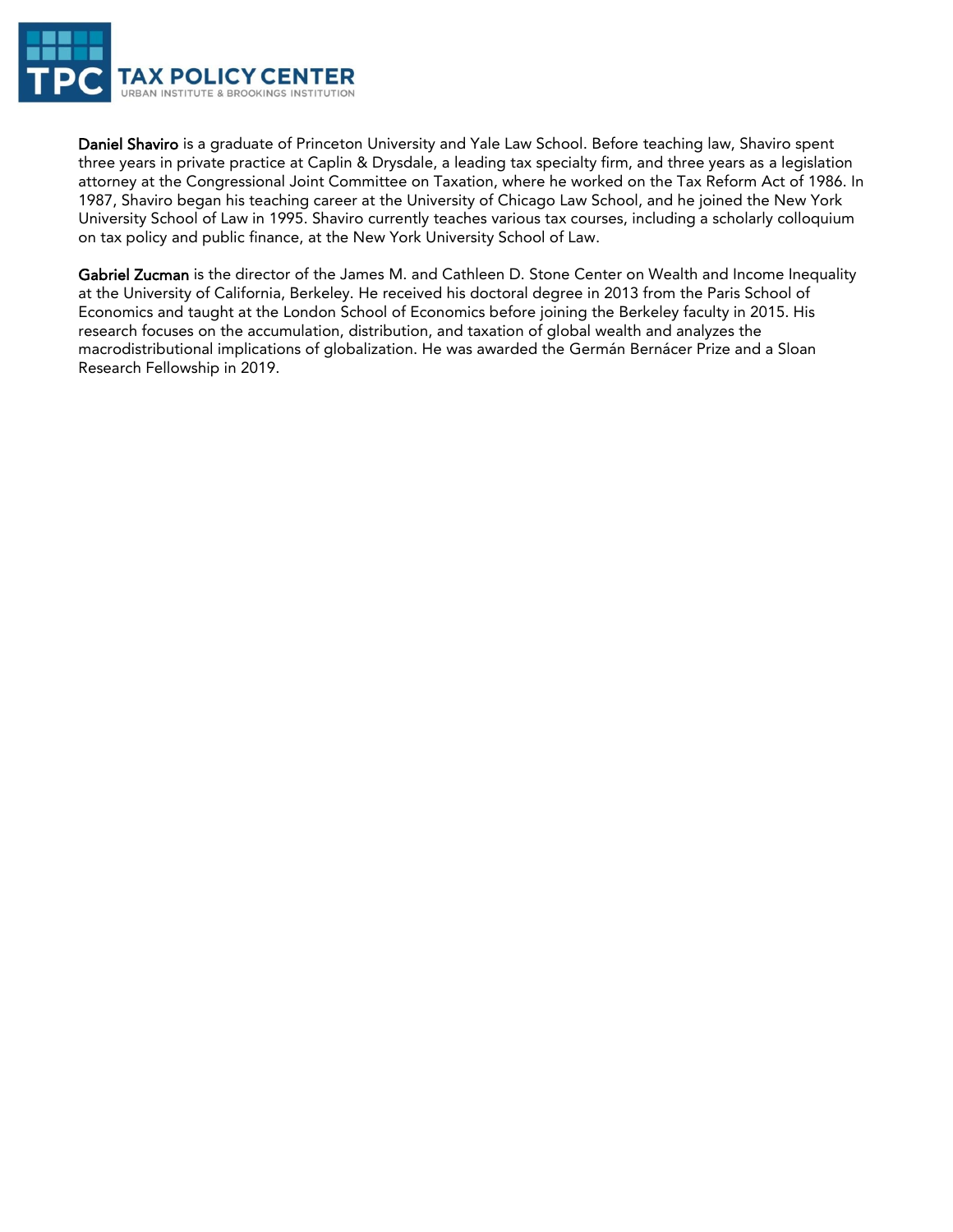**Daniel Shaviro** is a graduate of Princeton University and Yale Law School. Before teaching law, Shaviro spent three years in private practice at Caplin & Drysdale, a leading tax specialty firm, and three years as a legislation attorney at the Congressional Joint Committee on Taxation, where he worked on the Tax Reform Act of 1986. In 1987, Shaviro began his teaching career at the University of Chicago Law School, and he joined the New York University School of Law in 1995. Shaviro currently teaches various tax courses, including a scholarly colloquium on tax policy and public finance, at the New York University School of Law.

**Gabriel Zucman** is the director of the James M. and Cathleen D. Stone Center on Wealth and Income Inequality at the University of California, Berkeley. He received his doctoral degree in 2013 from the Paris School of Economics and taught at the London School of Economics before joining the Berkeley faculty in 2015. His research focuses on the accumulation, distribution, and taxation of global wealth and analyzes the macrodistributional implications of globalization. He was awarded the Germán Bernácer Prize and a Sloan Research Fellowship in 2019.